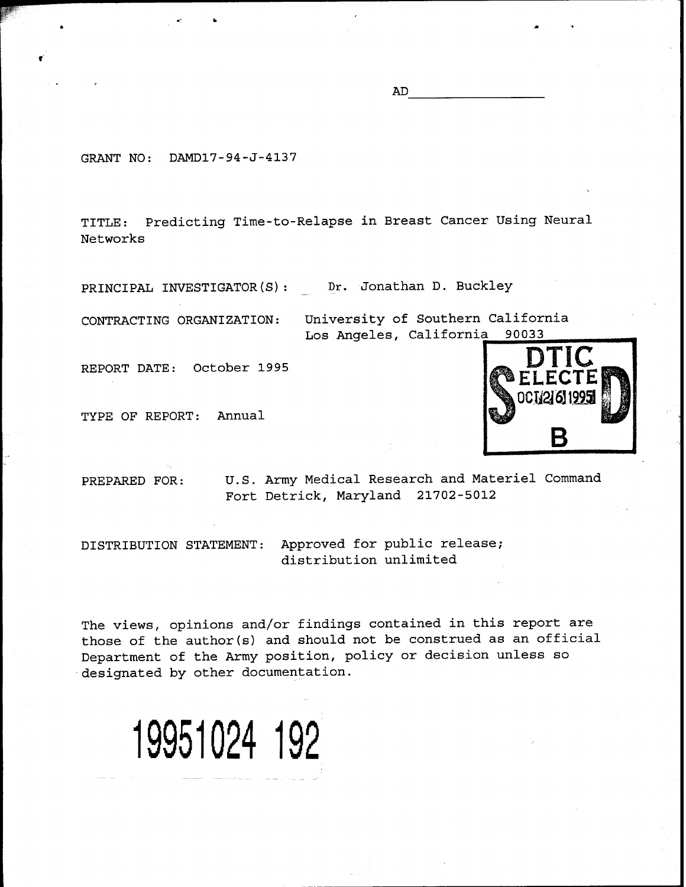AD_________________

GRANT NO: DAMD17-94-J-4137

TITLE: Predicting Time-to-Relapse in Breast Cancer Using Neural Networks

PRINCIPAL INVESTIGATOR(S): Dr. Jonathan D. Buckley

CONTRACTING ORGANIZATION: University of Southern California
Los Angeles, California 90033

REPORT DATE: October 1995

TYPE OF REPORT: Annual

DTIC ELECTE OCT 26 1995 S D B

PREPARED FOR: U.S. Army Medical Research and Materiel Command
Fort Detrick, Maryland 21702-5012

DISTRIBUTION STATEMENT: Approved for public release; distribution unlimited

The views, opinions and/or findings contained in this report are those of the author(s) and should not be construed as an official Department of the Army position, policy or decision unless so designated by other documentation.

19951024 192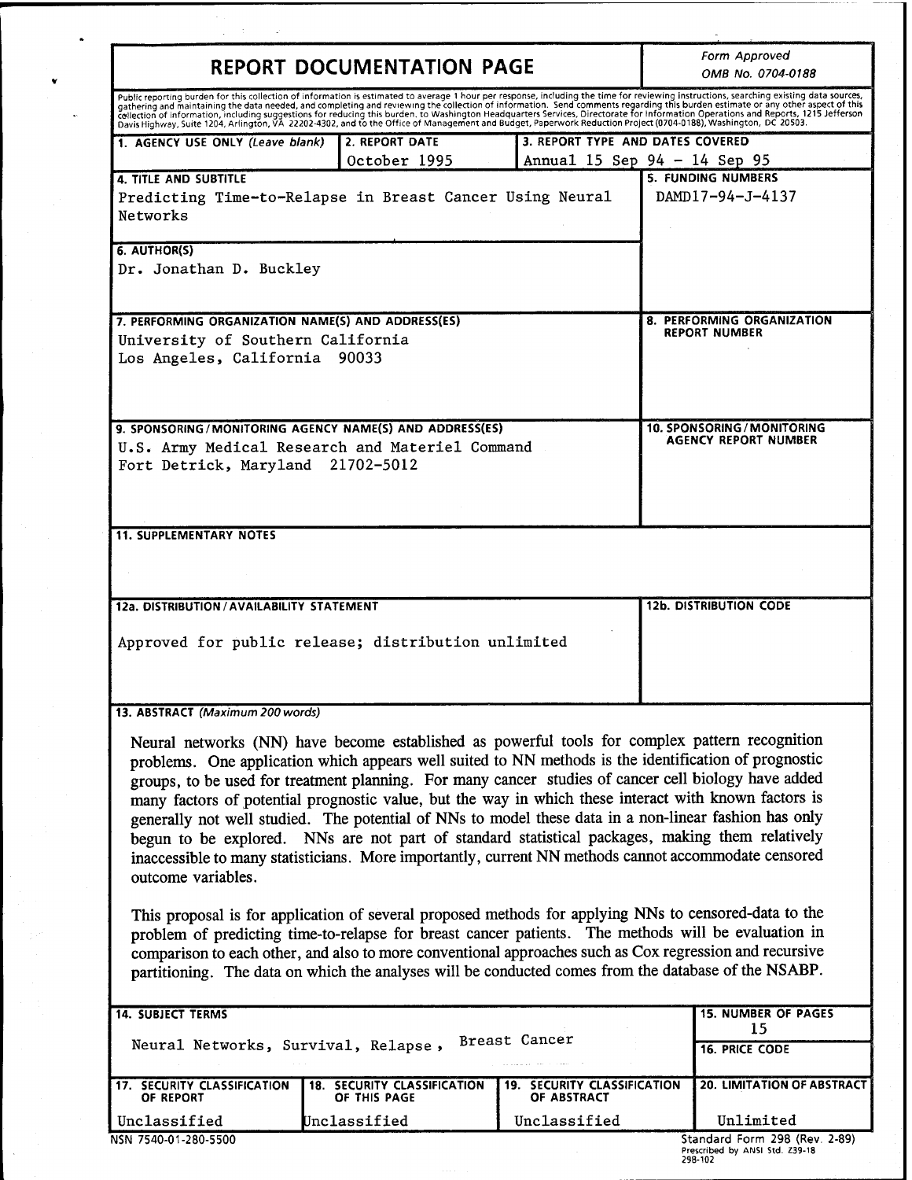# REPORT DOCUMENTATION PAGE

*Form Approved*
*OMB No. 0704-0188*

Public reporting burden for this collection of information is estimated to average 1 hour per response, including the time for reviewing instructions, searching existing data sources, gathering and maintaining the data needed, and completing and reviewing the collection of information. Send comments regarding this burden estimate or any other aspect of this collection of information, including suggestions for reducing this burden, to Washington Headquarters Services, Directorate for Information Operations and Reports, 1215 Jefferson Davis Highway, Suite 1204, Arlington, VA 22202-4302, and to the Office of Management and Budget, Paperwork Reduction Project (0704-0188), Washington, DC 20503.

| 1. AGENCY USE ONLY (Leave blank) | 2. REPORT DATE | 3. REPORT TYPE AND DATES COVERED |
|---|---|---|
| | October 1995 | Annual 15 Sep 94 - 14 Sep 95 |

**4. TITLE AND SUBTITLE**
Predicting Time-to-Relapse in Breast Cancer Using Neural Networks

**5. FUNDING NUMBERS**
DAMD17-94-J-4137

**6. AUTHOR(S)**
Dr. Jonathan D. Buckley

**7. PERFORMING ORGANIZATION NAME(S) AND ADDRESS(ES)**
University of Southern California
Los Angeles, California 90033

**8. PERFORMING ORGANIZATION REPORT NUMBER**

**9. SPONSORING/MONITORING AGENCY NAME(S) AND ADDRESS(ES)**
U.S. Army Medical Research and Materiel Command
Fort Detrick, Maryland 21702-5012

**10. SPONSORING/MONITORING AGENCY REPORT NUMBER**

**11. SUPPLEMENTARY NOTES**

**12a. DISTRIBUTION/AVAILABILITY STATEMENT**
Approved for public release; distribution unlimited

**12b. DISTRIBUTION CODE**

**13. ABSTRACT** *(Maximum 200 words)*

Neural networks (NN) have become established as powerful tools for complex pattern recognition problems. One application which appears well suited to NN methods is the identification of prognostic groups, to be used for treatment planning. For many cancer studies of cancer cell biology have added many factors of potential prognostic value, but the way in which these interact with known factors is generally not well studied. The potential of NNs to model these data in a non-linear fashion has only begun to be explored. NNs are not part of standard statistical packages, making them relatively inaccessible to many statisticians. More importantly, current NN methods cannot accommodate censored outcome variables.

This proposal is for application of several proposed methods for applying NNs to censored-data to the problem of predicting time-to-relapse for breast cancer patients. The methods will be evaluation in comparison to each other, and also to more conventional approaches such as Cox regression and recursive partitioning. The data on which the analyses will be conducted comes from the database of the NSABP.

**14. SUBJECT TERMS**
Neural Networks, Survival, Relapse, Breast Cancer

**15. NUMBER OF PAGES**
15

**16. PRICE CODE**

| 17. SECURITY CLASSIFICATION OF REPORT | 18. SECURITY CLASSIFICATION OF THIS PAGE | 19. SECURITY CLASSIFICATION OF ABSTRACT | 20. LIMITATION OF ABSTRACT |
|---|---|---|---|
| Unclassified | Unclassified | Unclassified | Unlimited |

NSN 7540-01-280-5500

Standard Form 298 (Rev. 2-89)
Prescribed by ANSI Std. Z39-18
298-102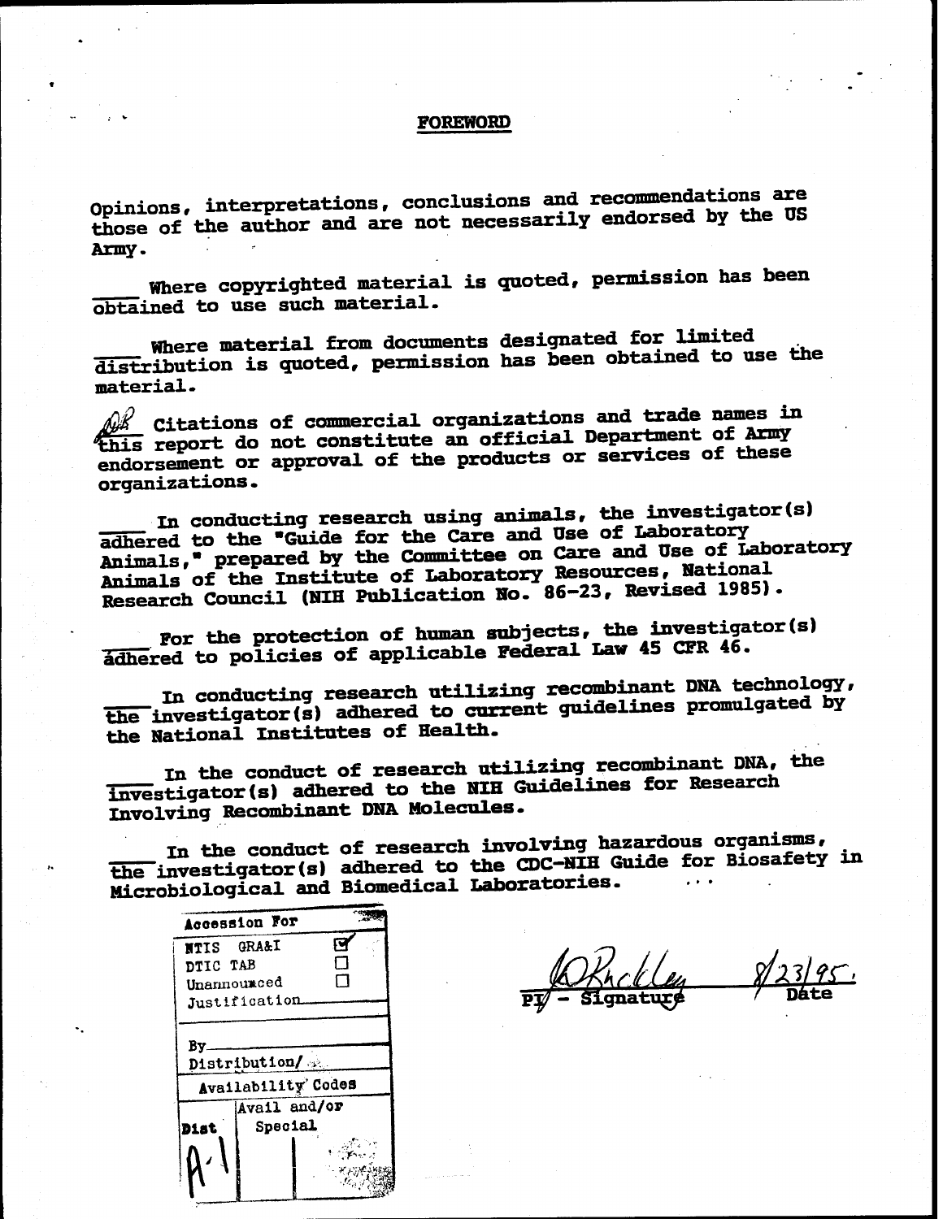## FOREWORD

Opinions, interpretations, conclusions and recommendations are those of the author and are not necessarily endorsed by the US Army.

\_\_\_\_ Where copyrighted material is quoted, permission has been obtained to use such material.

\_\_\_\_ Where material from documents designated for limited distribution is quoted, permission has been obtained to use the material.

DR Citations of commercial organizations and trade names in this report do not constitute an official Department of Army endorsement or approval of the products or services of these organizations.

\_\_\_\_ In conducting research using animals, the investigator(s) adhered to the "Guide for the Care and Use of Laboratory Animals," prepared by the Committee on Care and Use of Laboratory Animals of the Institute of Laboratory Resources, National Research Council (NIH Publication No. 86-23, Revised 1985).

\_\_\_\_ For the protection of human subjects, the investigator(s) adhered to policies of applicable Federal Law 45 CFR 46.

\_\_\_\_ In conducting research utilizing recombinant DNA technology, the investigator(s) adhered to current guidelines promulgated by the National Institutes of Health.

\_\_\_\_ In the conduct of research utilizing recombinant DNA, the investigator(s) adhered to the NIH Guidelines for Research Involving Recombinant DNA Molecules.

\_\_\_\_ In the conduct of research involving hazardous organisms, the investigator(s) adhered to the CDC-NIH Guide for Biosafety in Microbiological and Biomedical Laboratories.

| Accession For | |
|---|---|
| NTIS GRA&I | ☑ |
| DTIC TAB | ☐ |
| Unannounced | ☐ |
| Justification | |
| By | |
| Distribution/ | |
| Availability Codes | |
| Dist | Avail and/or Special |
| A-1 | |

PI - Signature 8/23/95 Date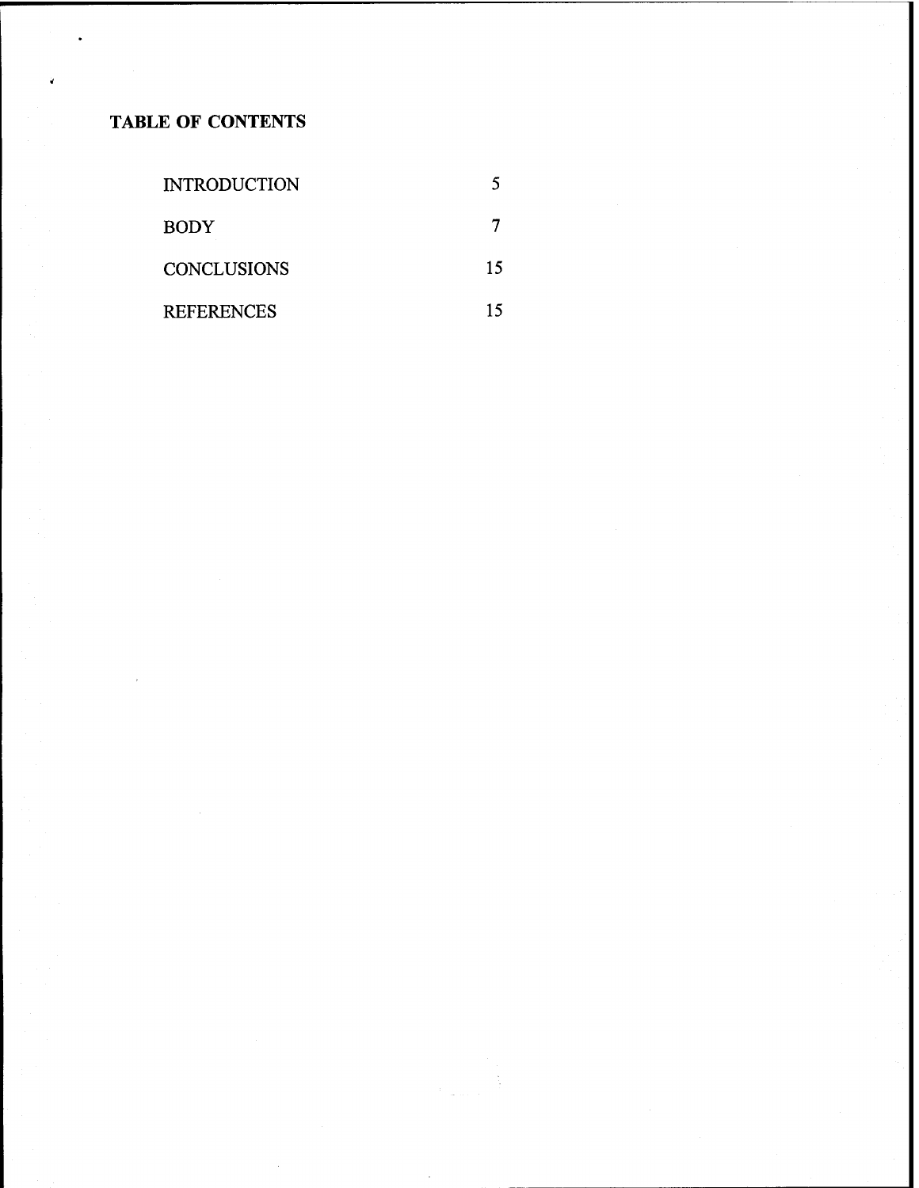**TABLE OF CONTENTS**

| | |
|---|---|
| INTRODUCTION | 5 |
| BODY | 7 |
| CONCLUSIONS | 15 |
| REFERENCES | 15 |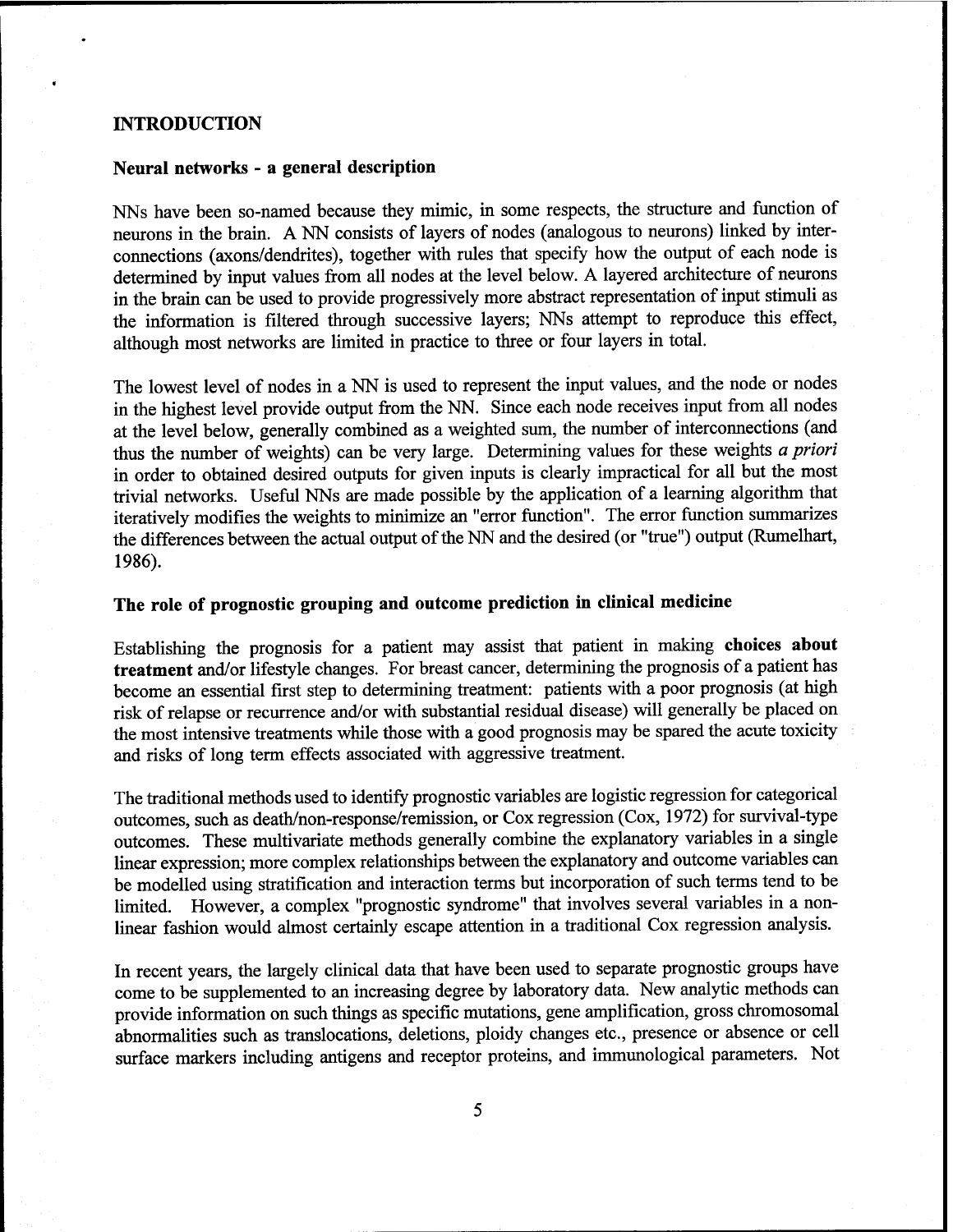## INTRODUCTION

### Neural networks - a general description

NNs have been so-named because they mimic, in some respects, the structure and function of neurons in the brain. A NN consists of layers of nodes (analogous to neurons) linked by inter-connections (axons/dendrites), together with rules that specify how the output of each node is determined by input values from all nodes at the level below. A layered architecture of neurons in the brain can be used to provide progressively more abstract representation of input stimuli as the information is filtered through successive layers; NNs attempt to reproduce this effect, although most networks are limited in practice to three or four layers in total.

The lowest level of nodes in a NN is used to represent the input values, and the node or nodes in the highest level provide output from the NN. Since each node receives input from all nodes at the level below, generally combined as a weighted sum, the number of interconnections (and thus the number of weights) can be very large. Determining values for these weights *a priori* in order to obtained desired outputs for given inputs is clearly impractical for all but the most trivial networks. Useful NNs are made possible by the application of a learning algorithm that iteratively modifies the weights to minimize an "error function". The error function summarizes the differences between the actual output of the NN and the desired (or "true") output (Rumelhart, 1986).

### The role of prognostic grouping and outcome prediction in clinical medicine

Establishing the prognosis for a patient may assist that patient in making **choices about treatment** and/or lifestyle changes. For breast cancer, determining the prognosis of a patient has become an essential first step to determining treatment: patients with a poor prognosis (at high risk of relapse or recurrence and/or with substantial residual disease) will generally be placed on the most intensive treatments while those with a good prognosis may be spared the acute toxicity and risks of long term effects associated with aggressive treatment.

The traditional methods used to identify prognostic variables are logistic regression for categorical outcomes, such as death/non-response/remission, or Cox regression (Cox, 1972) for survival-type outcomes. These multivariate methods generally combine the explanatory variables in a single linear expression; more complex relationships between the explanatory and outcome variables can be modelled using stratification and interaction terms but incorporation of such terms tend to be limited. However, a complex "prognostic syndrome" that involves several variables in a non-linear fashion would almost certainly escape attention in a traditional Cox regression analysis.

In recent years, the largely clinical data that have been used to separate prognostic groups have come to be supplemented to an increasing degree by laboratory data. New analytic methods can provide information on such things as specific mutations, gene amplification, gross chromosomal abnormalities such as translocations, deletions, ploidy changes etc., presence or absence or cell surface markers including antigens and receptor proteins, and immunological parameters. Not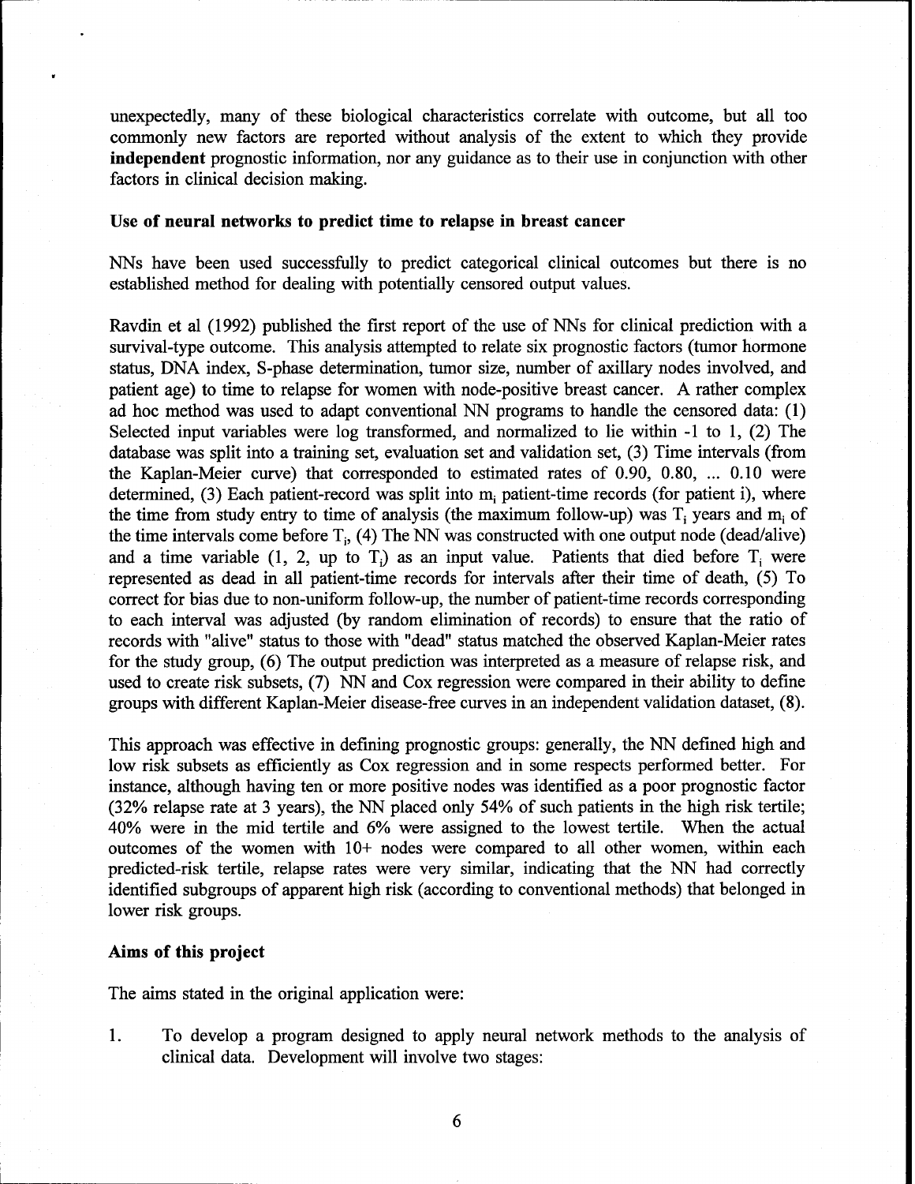unexpectedly, many of these biological characteristics correlate with outcome, but all too commonly new factors are reported without analysis of the extent to which they provide **independent** prognostic information, nor any guidance as to their use in conjunction with other factors in clinical decision making.

**Use of neural networks to predict time to relapse in breast cancer**

NNs have been used successfully to predict categorical clinical outcomes but there is no established method for dealing with potentially censored output values.

Ravdin et al (1992) published the first report of the use of NNs for clinical prediction with a survival-type outcome. This analysis attempted to relate six prognostic factors (tumor hormone status, DNA index, S-phase determination, tumor size, number of axillary nodes involved, and patient age) to time to relapse for women with node-positive breast cancer. A rather complex ad hoc method was used to adapt conventional NN programs to handle the censored data: (1) Selected input variables were log transformed, and normalized to lie within -1 to 1, (2) The database was split into a training set, evaluation set and validation set, (3) Time intervals (from the Kaplan-Meier curve) that corresponded to estimated rates of 0.90, 0.80, ... 0.10 were determined, (3) Each patient-record was split into $m_i$ patient-time records (for patient i), where the time from study entry to time of analysis (the maximum follow-up) was $T_i$ years and $m_i$ of the time intervals come before $T_i$, (4) The NN was constructed with one output node (dead/alive) and a time variable (1, 2, up to $T_i$) as an input value. Patients that died before $T_i$ were represented as dead in all patient-time records for intervals after their time of death, (5) To correct for bias due to non-uniform follow-up, the number of patient-time records corresponding to each interval was adjusted (by random elimination of records) to ensure that the ratio of records with "alive" status to those with "dead" status matched the observed Kaplan-Meier rates for the study group, (6) The output prediction was interpreted as a measure of relapse risk, and used to create risk subsets, (7) NN and Cox regression were compared in their ability to define groups with different Kaplan-Meier disease-free curves in an independent validation dataset, (8).

This approach was effective in defining prognostic groups: generally, the NN defined high and low risk subsets as efficiently as Cox regression and in some respects performed better. For instance, although having ten or more positive nodes was identified as a poor prognostic factor (32% relapse rate at 3 years), the NN placed only 54% of such patients in the high risk tertile; 40% were in the mid tertile and 6% were assigned to the lowest tertile. When the actual outcomes of the women with 10+ nodes were compared to all other women, within each predicted-risk tertile, relapse rates were very similar, indicating that the NN had correctly identified subgroups of apparent high risk (according to conventional methods) that belonged in lower risk groups.

**Aims of this project**

The aims stated in the original application were:

1. To develop a program designed to apply neural network methods to the analysis of clinical data. Development will involve two stages: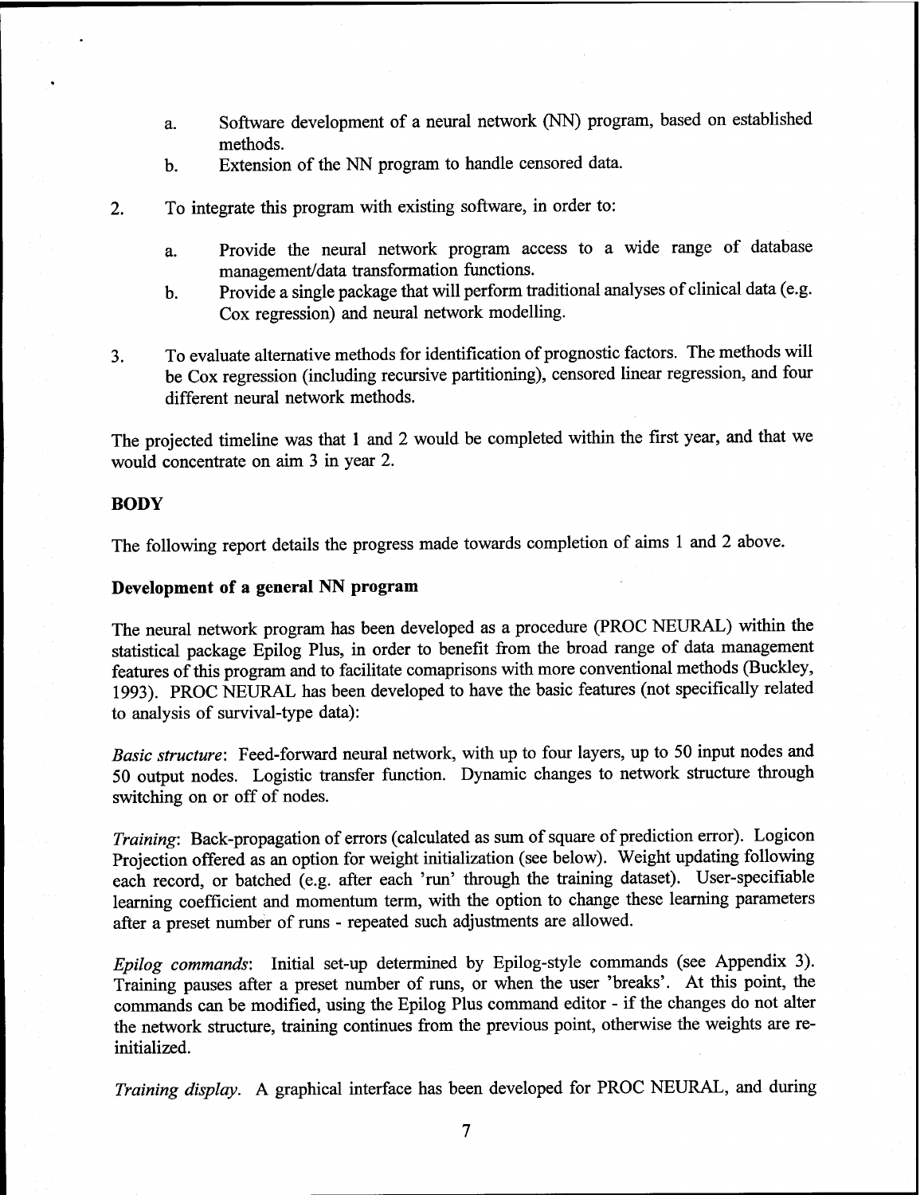a. Software development of a neural network (NN) program, based on established methods.
b. Extension of the NN program to handle censored data.

2. To integrate this program with existing software, in order to:

   a. Provide the neural network program access to a wide range of database management/data transformation functions.
   b. Provide a single package that will perform traditional analyses of clinical data (e.g. Cox regression) and neural network modelling.

3. To evaluate alternative methods for identification of prognostic factors. The methods will be Cox regression (including recursive partitioning), censored linear regression, and four different neural network methods.

The projected timeline was that 1 and 2 would be completed within the first year, and that we would concentrate on aim 3 in year 2.

## BODY

The following report details the progress made towards completion of aims 1 and 2 above.

### Development of a general NN program

The neural network program has been developed as a procedure (PROC NEURAL) within the statistical package Epilog Plus, in order to benefit from the broad range of data management features of this program and to facilitate comaprisons with more conventional methods (Buckley, 1993). PROC NEURAL has been developed to have the basic features (not specifically related to analysis of survival-type data):

*Basic structure*: Feed-forward neural network, with up to four layers, up to 50 input nodes and 50 output nodes. Logistic transfer function. Dynamic changes to network structure through switching on or off of nodes.

*Training*: Back-propagation of errors (calculated as sum of square of prediction error). Logicon Projection offered as an option for weight initialization (see below). Weight updating following each record, or batched (e.g. after each 'run' through the training dataset). User-specifiable learning coefficient and momentum term, with the option to change these learning parameters after a preset number of runs - repeated such adjustments are allowed.

*Epilog commands*: Initial set-up determined by Epilog-style commands (see Appendix 3). Training pauses after a preset number of runs, or when the user 'breaks'. At this point, the commands can be modified, using the Epilog Plus command editor - if the changes do not alter the network structure, training continues from the previous point, otherwise the weights are re-initialized.

*Training display*. A graphical interface has been developed for PROC NEURAL, and during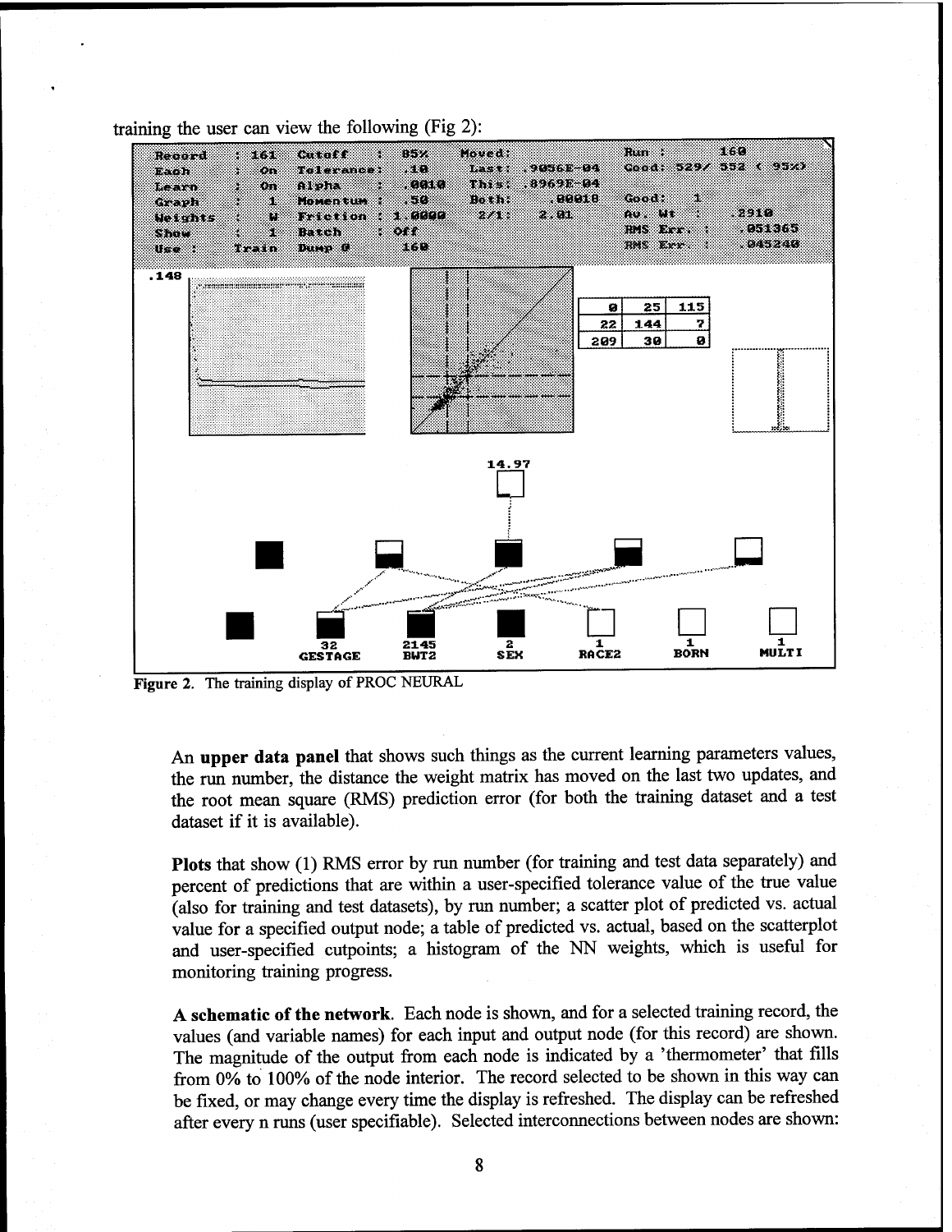training the user can view the following (Fig 2):

Figure 2. The training display of PROC NEURAL

An **upper data panel** that shows such things as the current learning parameters values, the run number, the distance the weight matrix has moved on the last two updates, and the root mean square (RMS) prediction error (for both the training dataset and a test dataset if it is available).

**Plots** that show (1) RMS error by run number (for training and test data separately) and percent of predictions that are within a user-specified tolerance value of the true value (also for training and test datasets), by run number; a scatter plot of predicted vs. actual value for a specified output node; a table of predicted vs. actual, based on the scatterplot and user-specified cutpoints; a histogram of the NN weights, which is useful for monitoring training progress.

**A schematic of the network.** Each node is shown, and for a selected training record, the values (and variable names) for each input and output node (for this record) are shown. The magnitude of the output from each node is indicated by a 'thermometer' that fills from 0% to 100% of the node interior. The record selected to be shown in this way can be fixed, or may change every time the display is refreshed. The display can be refreshed after every n runs (user specifiable). Selected interconnections between nodes are shown: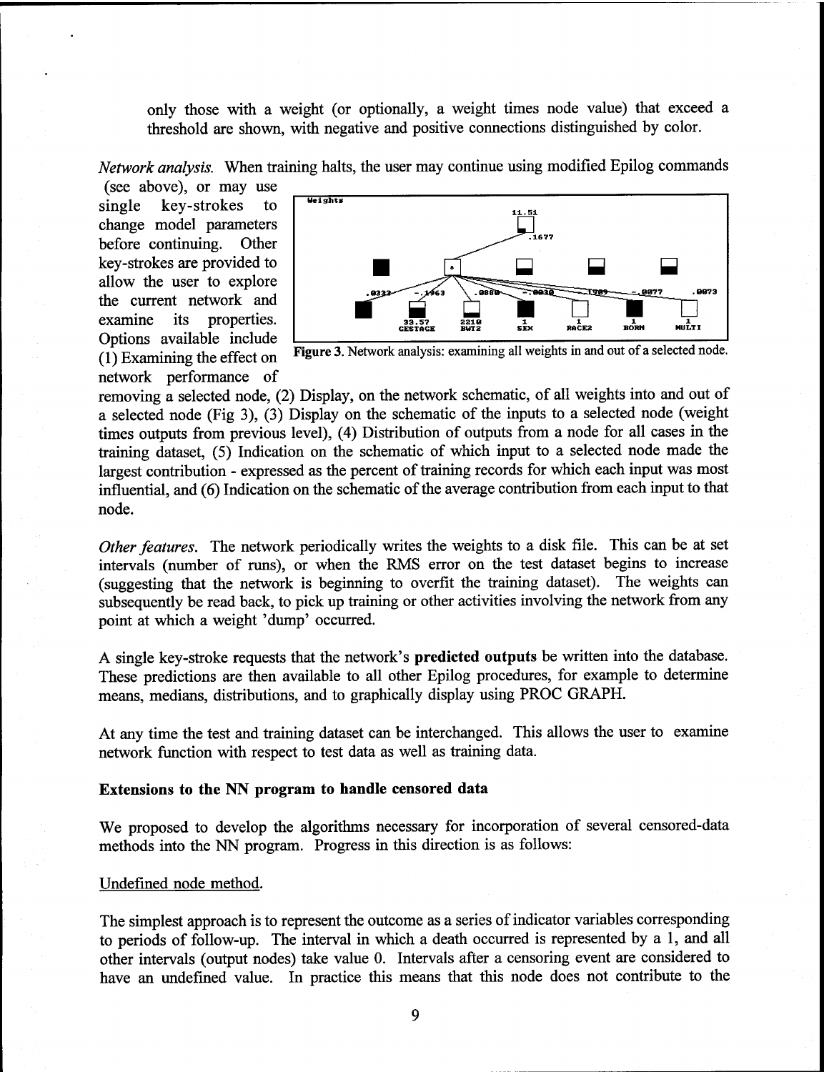only those with a weight (or optionally, a weight times node value) that exceed a threshold are shown, with negative and positive connections distinguished by color.

*Network analysis.* When training halts, the user may continue using modified Epilog commands (see above), or may use single key-strokes to change model parameters before continuing. Other key-strokes are provided to allow the user to explore the current network and examine its properties. Options available include (1) Examining the effect on network performance of removing a selected node, (2) Display, on the network schematic, of all weights into and out of a selected node (Fig 3), (3) Display on the schematic of the inputs to a selected node (weight times outputs from previous level), (4) Distribution of outputs from a node for all cases in the training dataset, (5) Indication on the schematic of which input to a selected node made the largest contribution - expressed as the percent of training records for which each input was most influential, and (6) Indication on the schematic of the average contribution from each input to that node.

**Figure 3.** Network analysis: examining all weights in and out of a selected node.

*Other features.* The network periodically writes the weights to a disk file. This can be at set intervals (number of runs), or when the RMS error on the test dataset begins to increase (suggesting that the network is beginning to overfit the training dataset). The weights can subsequently be read back, to pick up training or other activities involving the network from any point at which a weight 'dump' occurred.

A single key-stroke requests that the network's **predicted outputs** be written into the database. These predictions are then available to all other Epilog procedures, for example to determine means, medians, distributions, and to graphically display using PROC GRAPH.

At any time the test and training dataset can be interchanged. This allows the user to examine network function with respect to test data as well as training data.

**Extensions to the NN program to handle censored data**

We proposed to develop the algorithms necessary for incorporation of several censored-data methods into the NN program. Progress in this direction is as follows:

Undefined node method.

The simplest approach is to represent the outcome as a series of indicator variables corresponding to periods of follow-up. The interval in which a death occurred is represented by a 1, and all other intervals (output nodes) take value 0. Intervals after a censoring event are considered to have an undefined value. In practice this means that this node does not contribute to the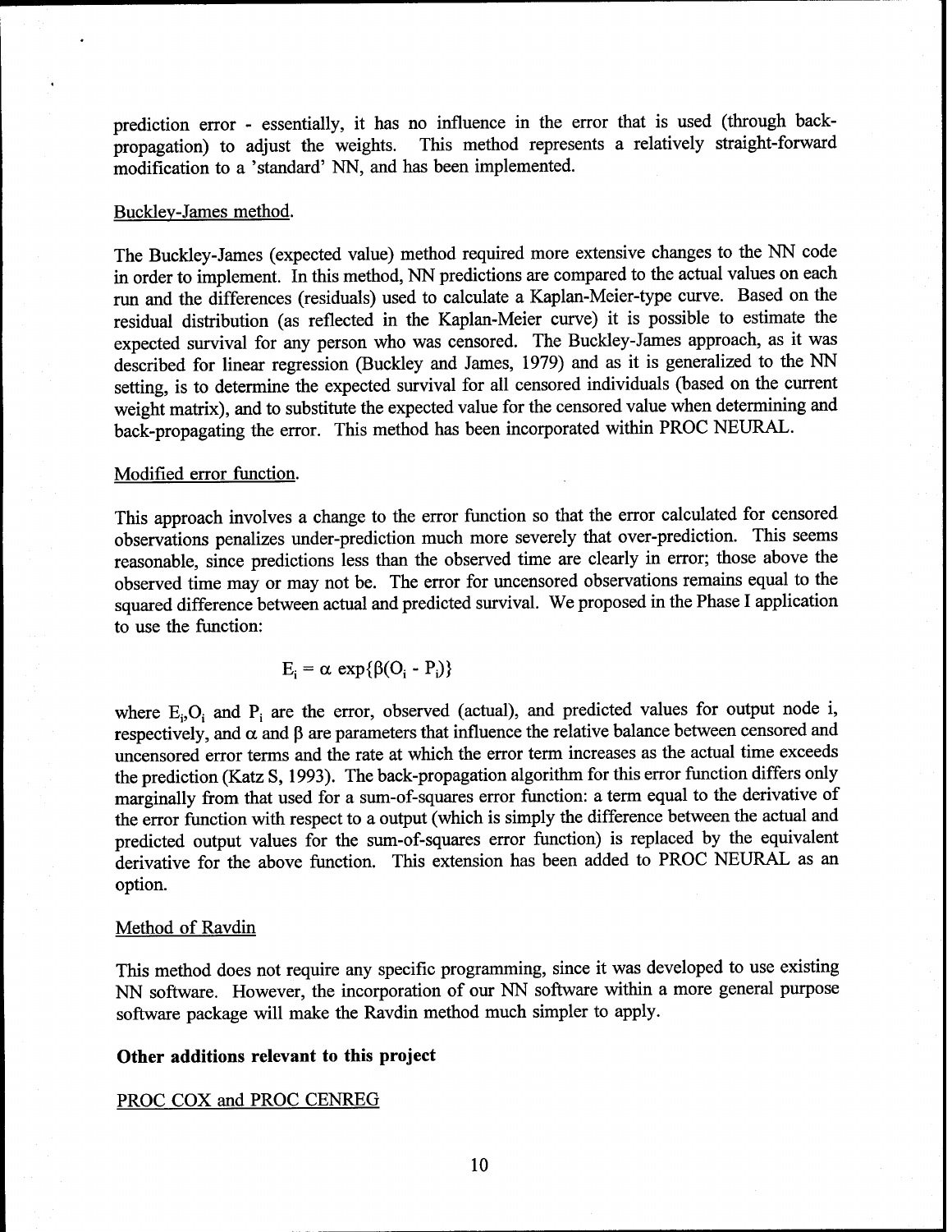prediction error - essentially, it has no influence in the error that is used (through back-propagation) to adjust the weights. This method represents a relatively straight-forward modification to a 'standard' NN, and has been implemented.

Buckley-James method.

The Buckley-James (expected value) method required more extensive changes to the NN code in order to implement. In this method, NN predictions are compared to the actual values on each run and the differences (residuals) used to calculate a Kaplan-Meier-type curve. Based on the residual distribution (as reflected in the Kaplan-Meier curve) it is possible to estimate the expected survival for any person who was censored. The Buckley-James approach, as it was described for linear regression (Buckley and James, 1979) and as it is generalized to the NN setting, is to determine the expected survival for all censored individuals (based on the current weight matrix), and to substitute the expected value for the censored value when determining and back-propagating the error. This method has been incorporated within PROC NEURAL.

Modified error function.

This approach involves a change to the error function so that the error calculated for censored observations penalizes under-prediction much more severely that over-prediction. This seems reasonable, since predictions less than the observed time are clearly in error; those above the observed time may or may not be. The error for uncensored observations remains equal to the squared difference between actual and predicted survival. We proposed in the Phase I application to use the function:

$$E_i = \alpha \exp\{\beta(O_i - P_i)\}$$

where $E_i$, $O_i$ and $P_i$ are the error, observed (actual), and predicted values for output node i, respectively, and $\alpha$ and $\beta$ are parameters that influence the relative balance between censored and uncensored error terms and the rate at which the error term increases as the actual time exceeds the prediction (Katz S, 1993). The back-propagation algorithm for this error function differs only marginally from that used for a sum-of-squares error function: a term equal to the derivative of the error function with respect to a output (which is simply the difference between the actual and predicted output values for the sum-of-squares error function) is replaced by the equivalent derivative for the above function. This extension has been added to PROC NEURAL as an option.

Method of Ravdin

This method does not require any specific programming, since it was developed to use existing NN software. However, the incorporation of our NN software within a more general purpose software package will make the Ravdin method much simpler to apply.

**Other additions relevant to this project**

PROC COX and PROC CENREG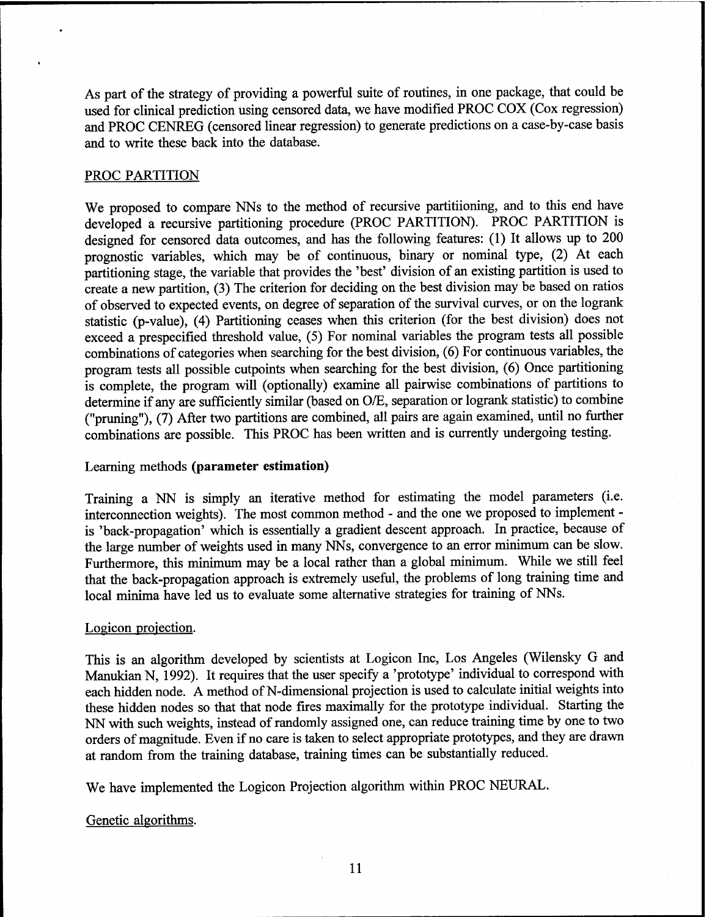As part of the strategy of providing a powerful suite of routines, in one package, that could be used for clinical prediction using censored data, we have modified PROC COX (Cox regression) and PROC CENREG (censored linear regression) to generate predictions on a case-by-case basis and to write these back into the database.

PROC PARTITION

We proposed to compare NNs to the method of recursive partitiioning, and to this end have developed a recursive partitioning procedure (PROC PARTITION). PROC PARTITION is designed for censored data outcomes, and has the following features: (1) It allows up to 200 prognostic variables, which may be of continuous, binary or nominal type, (2) At each partitioning stage, the variable that provides the 'best' division of an existing partition is used to create a new partition, (3) The criterion for deciding on the best division may be based on ratios of observed to expected events, on degree of separation of the survival curves, or on the logrank statistic (p-value), (4) Partitioning ceases when this criterion (for the best division) does not exceed a prespecified threshold value, (5) For nominal variables the program tests all possible combinations of categories when searching for the best division, (6) For continuous variables, the program tests all possible cutpoints when searching for the best division, (6) Once partitioning is complete, the program will (optionally) examine all pairwise combinations of partitions to determine if any are sufficiently similar (based on O/E, separation or logrank statistic) to combine ("pruning"), (7) After two partitions are combined, all pairs are again examined, until no further combinations are possible. This PROC has been written and is currently undergoing testing.

Learning methods **(parameter estimation)**

Training a NN is simply an iterative method for estimating the model parameters (i.e. interconnection weights). The most common method - and the one we proposed to implement - is 'back-propagation' which is essentially a gradient descent approach. In practice, because of the large number of weights used in many NNs, convergence to an error minimum can be slow. Furthermore, this minimum may be a local rather than a global minimum. While we still feel that the back-propagation approach is extremely useful, the problems of long training time and local minima have led us to evaluate some alternative strategies for training of NNs.

Logicon projection.

This is an algorithm developed by scientists at Logicon Inc, Los Angeles (Wilensky G and Manukian N, 1992). It requires that the user specify a 'prototype' individual to correspond with each hidden node. A method of N-dimensional projection is used to calculate initial weights into these hidden nodes so that that node fires maximally for the prototype individual. Starting the NN with such weights, instead of randomly assigned one, can reduce training time by one to two orders of magnitude. Even if no care is taken to select appropriate prototypes, and they are drawn at random from the training database, training times can be substantially reduced.

We have implemented the Logicon Projection algorithm within PROC NEURAL.

Genetic algorithms.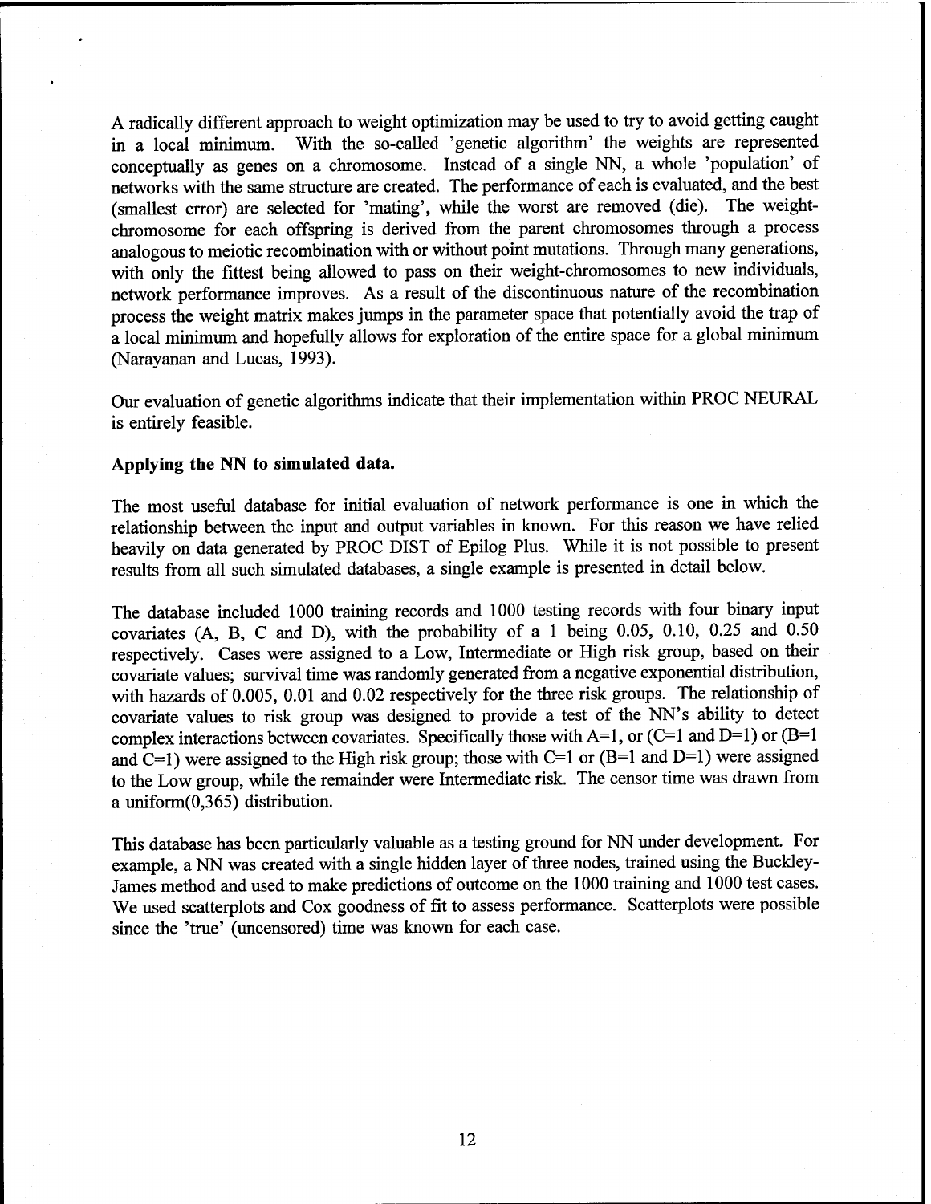A radically different approach to weight optimization may be used to try to avoid getting caught in a local minimum. With the so-called 'genetic algorithm' the weights are represented conceptually as genes on a chromosome. Instead of a single NN, a whole 'population' of networks with the same structure are created. The performance of each is evaluated, and the best (smallest error) are selected for 'mating', while the worst are removed (die). The weight-chromosome for each offspring is derived from the parent chromosomes through a process analogous to meiotic recombination with or without point mutations. Through many generations, with only the fittest being allowed to pass on their weight-chromosomes to new individuals, network performance improves. As a result of the discontinuous nature of the recombination process the weight matrix makes jumps in the parameter space that potentially avoid the trap of a local minimum and hopefully allows for exploration of the entire space for a global minimum (Narayanan and Lucas, 1993).

Our evaluation of genetic algorithms indicate that their implementation within PROC NEURAL is entirely feasible.

**Applying the NN to simulated data.**

The most useful database for initial evaluation of network performance is one in which the relationship between the input and output variables in known. For this reason we have relied heavily on data generated by PROC DIST of Epilog Plus. While it is not possible to present results from all such simulated databases, a single example is presented in detail below.

The database included 1000 training records and 1000 testing records with four binary input covariates (A, B, C and D), with the probability of a 1 being 0.05, 0.10, 0.25 and 0.50 respectively. Cases were assigned to a Low, Intermediate or High risk group, based on their covariate values; survival time was randomly generated from a negative exponential distribution, with hazards of 0.005, 0.01 and 0.02 respectively for the three risk groups. The relationship of covariate values to risk group was designed to provide a test of the NN's ability to detect complex interactions between covariates. Specifically those with A=1, or (C=1 and D=1) or (B=1 and C=1) were assigned to the High risk group; those with C=1 or (B=1 and D=1) were assigned to the Low group, while the remainder were Intermediate risk. The censor time was drawn from a uniform(0,365) distribution.

This database has been particularly valuable as a testing ground for NN under development. For example, a NN was created with a single hidden layer of three nodes, trained using the Buckley-James method and used to make predictions of outcome on the 1000 training and 1000 test cases. We used scatterplots and Cox goodness of fit to assess performance. Scatterplots were possible since the 'true' (uncensored) time was known for each case.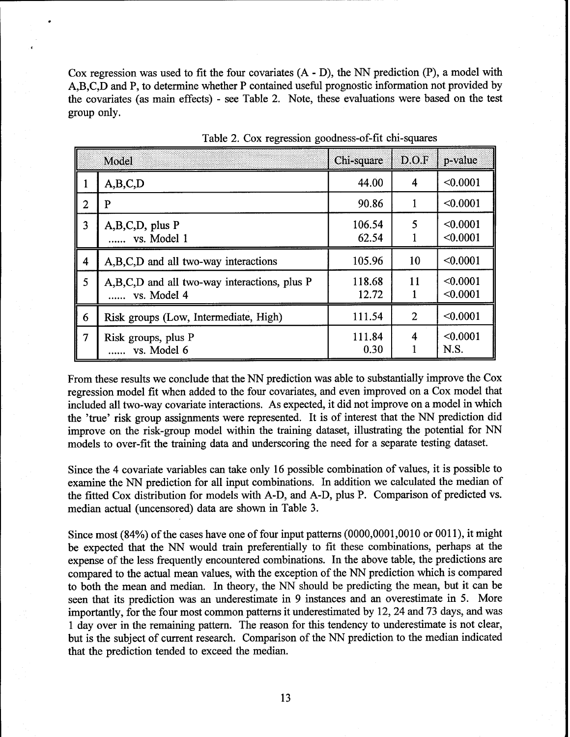Cox regression was used to fit the four covariates (A - D), the NN prediction (P), a model with A,B,C,D and P, to determine whether P contained useful prognostic information not provided by the covariates (as main effects) - see Table 2. Note, these evaluations were based on the test group only.

Table 2. Cox regression goodness-of-fit chi-squares

| | Model | Chi-square | D.O.F | p-value |
|---|---|---|---|---|
| 1 | A,B,C,D | 44.00 | 4 | <0.0001 |
| 2 | P | 90.86 | 1 | <0.0001 |
| 3 | A,B,C,D, plus P | 106.54 | 5 | <0.0001 |
| | ...... vs. Model 1 | 62.54 | 1 | <0.0001 |
| 4 | A,B,C,D and all two-way interactions | 105.96 | 10 | <0.0001 |
| 5 | A,B,C,D and all two-way interactions, plus P | 118.68 | 11 | <0.0001 |
| | ...... vs. Model 4 | 12.72 | 1 | <0.0001 |
| 6 | Risk groups (Low, Intermediate, High) | 111.54 | 2 | <0.0001 |
| 7 | Risk groups, plus P | 111.84 | 4 | <0.0001 |
| | ...... vs. Model 6 | 0.30 | 1 | N.S. |

From these results we conclude that the NN prediction was able to substantially improve the Cox regression model fit when added to the four covariates, and even improved on a Cox model that included all two-way covariate interactions. As expected, it did not improve on a model in which the 'true' risk group assignments were represented. It is of interest that the NN prediction did improve on the risk-group model within the training dataset, illustrating the potential for NN models to over-fit the training data and underscoring the need for a separate testing dataset.

Since the 4 covariate variables can take only 16 possible combination of values, it is possible to examine the NN prediction for all input combinations. In addition we calculated the median of the fitted Cox distribution for models with A-D, and A-D, plus P. Comparison of predicted vs. median actual (uncensored) data are shown in Table 3.

Since most (84%) of the cases have one of four input patterns (0000,0001,0010 or 0011), it might be expected that the NN would train preferentially to fit these combinations, perhaps at the expense of the less frequently encountered combinations. In the above table, the predictions are compared to the actual mean values, with the exception of the NN prediction which is compared to both the mean and median. In theory, the NN should be predicting the mean, but it can be seen that its prediction was an underestimate in 9 instances and an overestimate in 5. More importantly, for the four most common patterns it underestimated by 12, 24 and 73 days, and was 1 day over in the remaining pattern. The reason for this tendency to underestimate is not clear, but is the subject of current research. Comparison of the NN prediction to the median indicated that the prediction tended to exceed the median.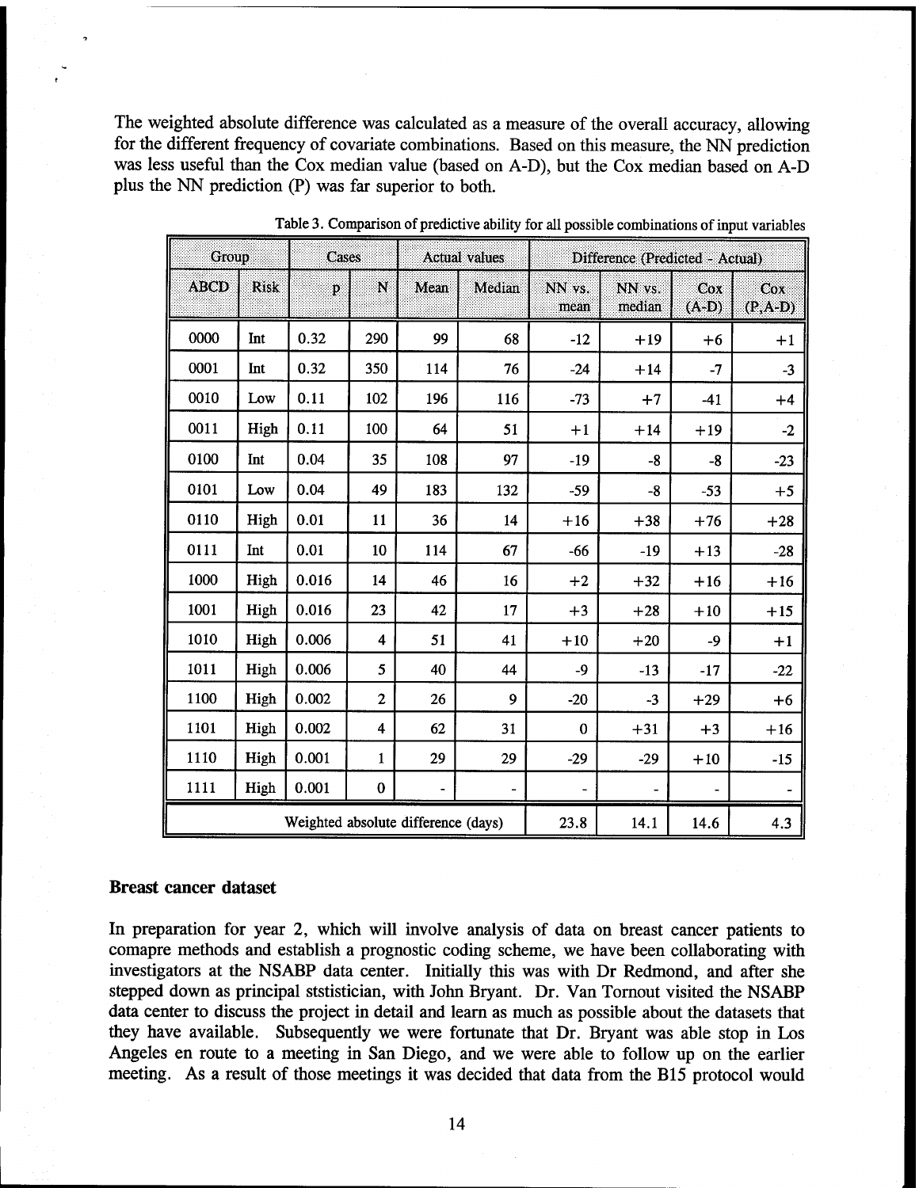The weighted absolute difference was calculated as a measure of the overall accuracy, allowing for the different frequency of covariate combinations. Based on this measure, the NN prediction was less useful than the Cox median value (based on A-D), but the Cox median based on A-D plus the NN prediction (P) was far superior to both.

Table 3. Comparison of predictive ability for all possible combinations of input variables

| Group | | Cases | | Actual values | | Difference (Predicted - Actual) | | | |
|---|---|---|---|---|---|---|---|---|---|
| ABCD | Risk | p | N | Mean | Median | NN vs. mean | NN vs. median | Cox (A-D) | Cox (P,A-D) |
| 0000 | Int | 0.32 | 290 | 99 | 68 | -12 | +19 | +6 | +1 |
| 0001 | Int | 0.32 | 350 | 114 | 76 | -24 | +14 | -7 | -3 |
| 0010 | Low | 0.11 | 102 | 196 | 116 | -73 | +7 | -41 | +4 |
| 0011 | High | 0.11 | 100 | 64 | 51 | +1 | +14 | +19 | -2 |
| 0100 | Int | 0.04 | 35 | 108 | 97 | -19 | -8 | -8 | -23 |
| 0101 | Low | 0.04 | 49 | 183 | 132 | -59 | -8 | -53 | +5 |
| 0110 | High | 0.01 | 11 | 36 | 14 | +16 | +38 | +76 | +28 |
| 0111 | Int | 0.01 | 10 | 114 | 67 | -66 | -19 | +13 | -28 |
| 1000 | High | 0.016 | 14 | 46 | 16 | +2 | +32 | +16 | +16 |
| 1001 | High | 0.016 | 23 | 42 | 17 | +3 | +28 | +10 | +15 |
| 1010 | High | 0.006 | 4 | 51 | 41 | +10 | +20 | -9 | +1 |
| 1011 | High | 0.006 | 5 | 40 | 44 | -9 | -13 | -17 | -22 |
| 1100 | High | 0.002 | 2 | 26 | 9 | -20 | -3 | +29 | +6 |
| 1101 | High | 0.002 | 4 | 62 | 31 | 0 | +31 | +3 | +16 |
| 1110 | High | 0.001 | 1 | 29 | 29 | -29 | -29 | +10 | -15 |
| 1111 | High | 0.001 | 0 | - | - | - | - | - | - |
| Weighted absolute difference (days) | | | | | | 23.8 | 14.1 | 14.6 | 4.3 |

## Breast cancer dataset

In preparation for year 2, which will involve analysis of data on breast cancer patients to comapre methods and establish a prognostic coding scheme, we have been collaborating with investigators at the NSABP data center. Initially this was with Dr Redmond, and after she stepped down as principal ststistician, with John Bryant. Dr. Van Tornout visited the NSABP data center to discuss the project in detail and learn as much as possible about the datasets that they have available. Subsequently we were fortunate that Dr. Bryant was able stop in Los Angeles en route to a meeting in San Diego, and we were able to follow up on the earlier meeting. As a result of those meetings it was decided that data from the B15 protocol would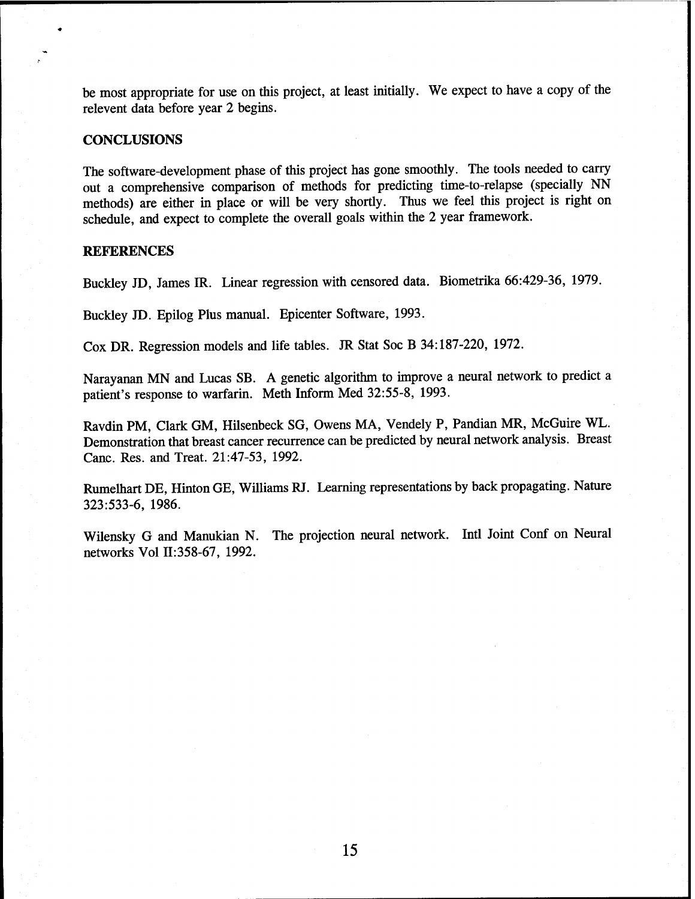be most appropriate for use on this project, at least initially. We expect to have a copy of the relevent data before year 2 begins.

## CONCLUSIONS

The software-development phase of this project has gone smoothly. The tools needed to carry out a comprehensive comparison of methods for predicting time-to-relapse (specially NN methods) are either in place or will be very shortly. Thus we feel this project is right on schedule, and expect to complete the overall goals within the 2 year framework.

## REFERENCES

Buckley JD, James IR. Linear regression with censored data. Biometrika 66:429-36, 1979.

Buckley JD. Epilog Plus manual. Epicenter Software, 1993.

Cox DR. Regression models and life tables. JR Stat Soc B 34:187-220, 1972.

Narayanan MN and Lucas SB. A genetic algorithm to improve a neural network to predict a patient's response to warfarin. Meth Inform Med 32:55-8, 1993.

Ravdin PM, Clark GM, Hilsenbeck SG, Owens MA, Vendely P, Pandian MR, McGuire WL. Demonstration that breast cancer recurrence can be predicted by neural network analysis. Breast Canc. Res. and Treat. 21:47-53, 1992.

Rumelhart DE, Hinton GE, Williams RJ. Learning representations by back propagating. Nature 323:533-6, 1986.

Wilensky G and Manukian N. The projection neural network. Intl Joint Conf on Neural networks Vol II:358-67, 1992.